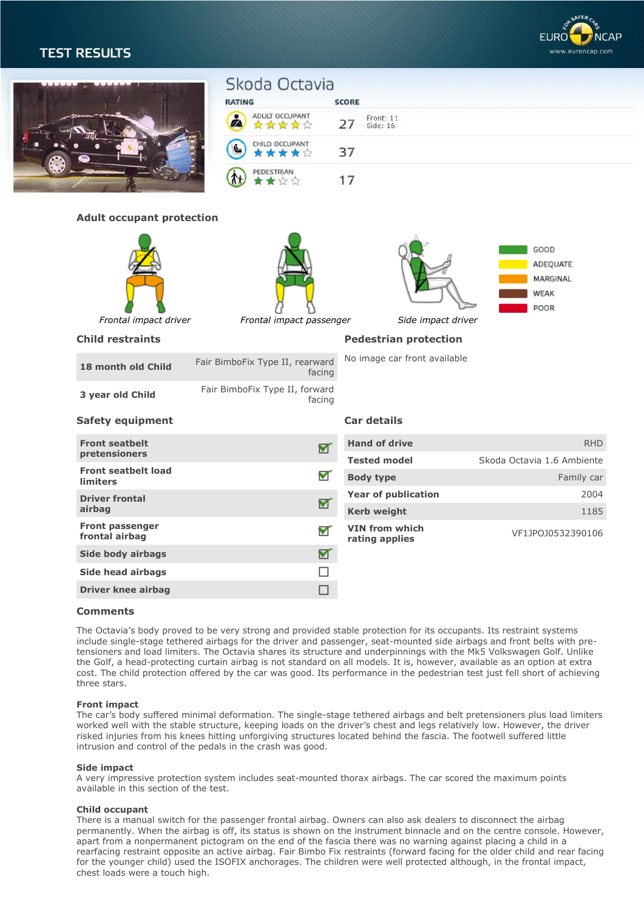# TEST RESULTS

EURO NCAP — FOR SAFER CARS — www.euroncap.com

## Skoda Octavia

| RATING | | SCORE | |
|---|---|---|---|
| ADULT OCCUPANT | ★★★★☆ | 27 | Front: 11<br>Side: 16 |
| CHILD OCCUPANT | ★★★★☆ | 37 | |
| PEDESTRIAN | ★★☆☆ | 17 | |

### Adult occupant protection

*Frontal impact driver* — *Frontal impact passenger* — *Side impact driver*

GOOD — ADEQUATE — MARGINAL — WEAK — POOR

### Child restraints

| | |
|---|---|
| **18 month old Child** | Fair BimboFix Type II, rearward facing |
| **3 year old Child** | Fair BimboFix Type II, forward facing |

### Pedestrian protection

No image car front available

### Safety equipment

| | |
|---|---|
| **Front seatbelt pretensioners** | ☑ |
| **Front seatbelt load limiters** | ☑ |
| **Driver frontal airbag** | ☑ |
| **Front passenger frontal airbag** | ☑ |
| **Side body airbags** | ☑ |
| **Side head airbags** | ☐ |
| **Driver knee airbag** | ☐ |

### Car details

| | |
|---|---|
| **Hand of drive** | RHD |
| **Tested model** | Skoda Octavia 1.6 Ambiente |
| **Body type** | Family car |
| **Year of publication** | 2004 |
| **Kerb weight** | 1185 |
| **VIN from which rating applies** | VF1JPOJ0532390106 |

### Comments

The Octavia's body proved to be very strong and provided stable protection for its occupants. Its restraint systems include single-stage tethered airbags for the driver and passenger, seat-mounted side airbags and front belts with pre-tensioners and load limiters. The Octavia shares its structure and underpinnings with the Mk5 Volkswagen Golf. Unlike the Golf, a head-protecting curtain airbag is not standard on all models. It is, however, available as an option at extra cost. The child protection offered by the car was good. Its performance in the pedestrian test just fell short of achieving three stars.

**Front impact**

The car's body suffered minimal deformation. The single-stage tethered airbags and belt pretensioners plus load limiters worked well with the stable structure, keeping loads on the driver's chest and legs relatively low. However, the driver risked injuries from his knees hitting unforgiving structures located behind the fascia. The footwell suffered little intrusion and control of the pedals in the crash was good.

**Side impact**

A very impressive protection system includes seat-mounted thorax airbags. The car scored the maximum points available in this section of the test.

**Child occupant**

There is a manual switch for the passenger frontal airbag. Owners can also ask dealers to disconnect the airbag permanently. When the airbag is off, its status is shown on the instrument binnacle and on the centre console. However, apart from a nonpermanent pictogram on the end of the fascia there was no warning against placing a child in a rearfacing restraint opposite an active airbag. Fair Bimbo Fix restraints (forward facing for the older child and rear facing for the younger child) used the ISOFIX anchorages. The children were well protected although, in the frontal impact, chest loads were a touch high.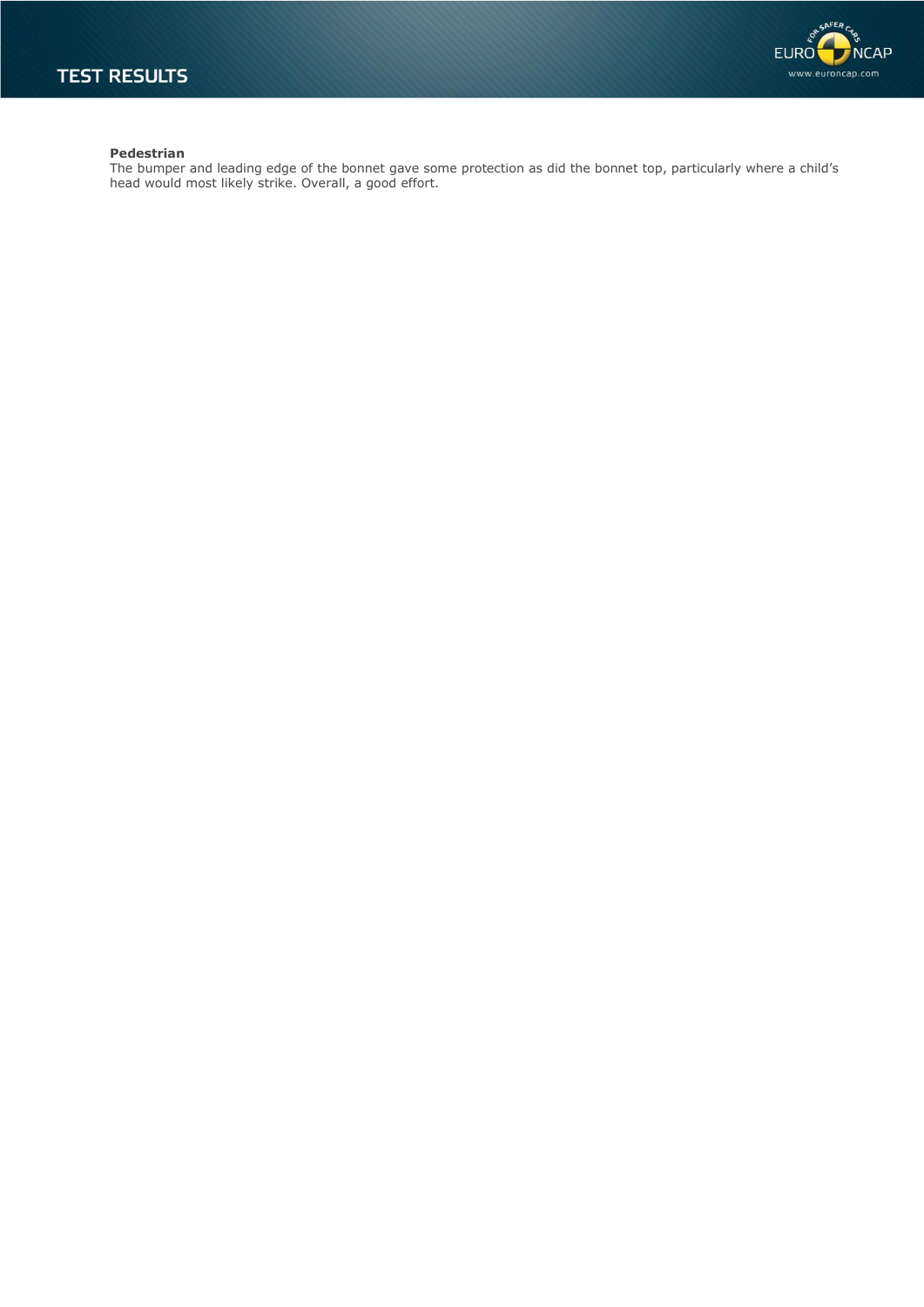**Pedestrian**
The bumper and leading edge of the bonnet gave some protection as did the bonnet top, particularly where a child's head would most likely strike. Overall, a good effort.